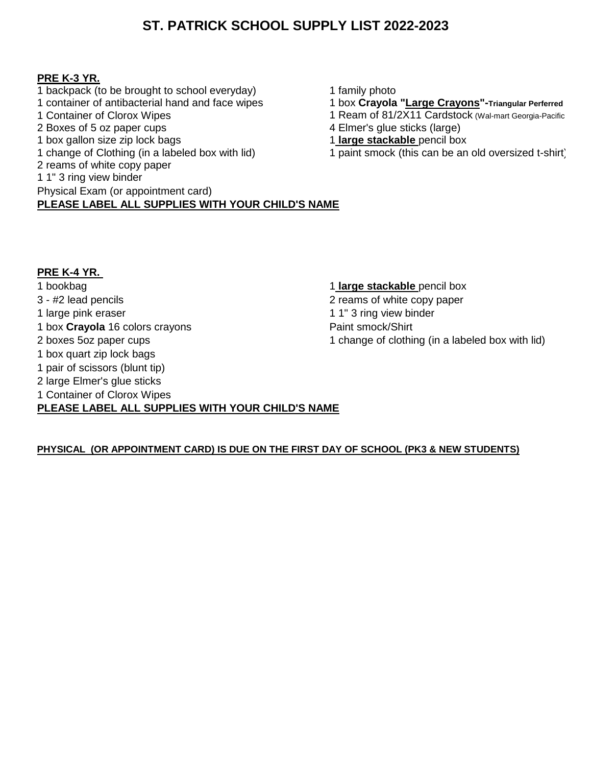# ST. PATRICK SCHOOL SUPPLY LIST 2022-2023

## **PRE K-3 YR.**

1 backpack (to be brought to school everyday)
1 container of antibacterial hand and face wipes
1 Container of Clorox Wipes
2 Boxes of 5 oz paper cups
1 box gallon size zip lock bags
1 change of Clothing (in a labeled box with lid)
2 reams of white copy paper
1 1" 3 ring view binder
Physical Exam (or appointment card)

1 family photo
1 box **Crayola "Large Crayons"-Triangular Perferred**
1 Ream of 81/2X11 Cardstock (Wal-mart Georgia-Pacific
4 Elmer's glue sticks (large)
1 **large stackable** pencil box
1 paint smock (this can be an old oversized t-shirt)

**PLEASE LABEL ALL SUPPLIES WITH YOUR CHILD'S NAME**

## **PRE K-4 YR.**

1 bookbag
3 - #2 lead pencils
1 large pink eraser
1 box **Crayola** 16 colors crayons
2 boxes 5oz paper cups
1 box quart zip lock bags
1 pair of scissors (blunt tip)
2 large Elmer's glue sticks
1 Container of Clorox Wipes

1 **large stackable** pencil box
2 reams of white copy paper
1 1" 3 ring view binder
Paint smock/Shirt
1 change of clothing (in a labeled box with lid)

**PLEASE LABEL ALL SUPPLIES WITH YOUR CHILD'S NAME**

**PHYSICAL (OR APPOINTMENT CARD) IS DUE ON THE FIRST DAY OF SCHOOL (PK3 & NEW STUDENTS)**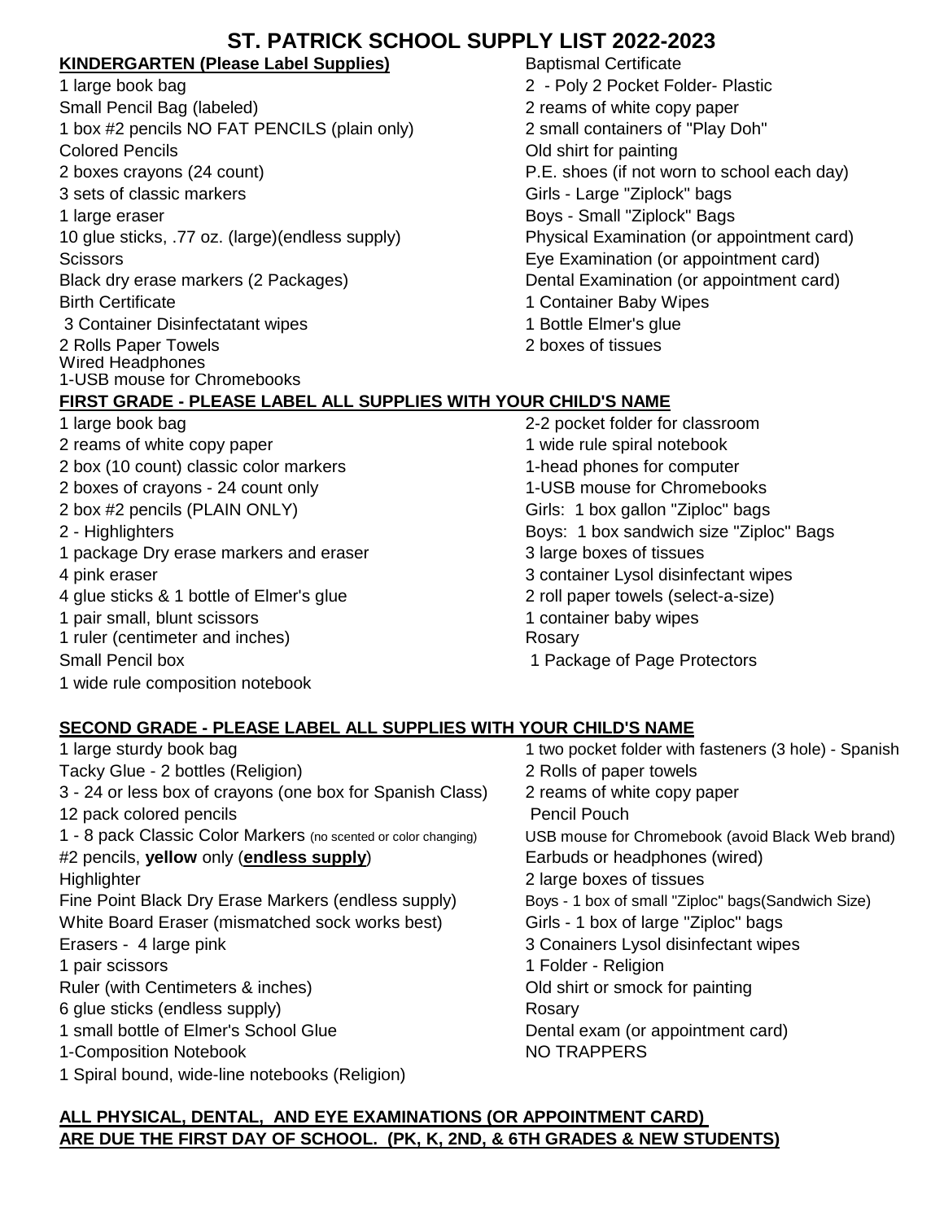# ST. PATRICK SCHOOL SUPPLY LIST 2022-2023

## KINDERGARTEN (Please Label Supplies)

1 large book bag
Small Pencil Bag (labeled)
1 box #2 pencils NO FAT PENCILS (plain only)
Colored Pencils
2 boxes crayons (24 count)
3 sets of classic markers
1 large eraser
10 glue sticks, .77 oz. (large)(endless supply)
Scissors
Black dry erase markers (2 Packages)
Birth Certificate
3 Container Disinfectatant wipes
2 Rolls Paper Towels
Wired Headphones
1-USB mouse for Chromebooks
Baptismal Certificate
2 - Poly 2 Pocket Folder- Plastic
2 reams of white copy paper
2 small containers of "Play Doh"
Old shirt for painting
P.E. shoes (if not worn to school each day)
Girls - Large "Ziplock" bags
Boys - Small "Ziplock" Bags
Physical Examination (or appointment card)
Eye Examination (or appointment card)
Dental Examination (or appointment card)
1 Container Baby Wipes
1 Bottle Elmer's glue
2 boxes of tissues

## FIRST GRADE - PLEASE LABEL ALL SUPPLIES WITH YOUR CHILD'S NAME

1 large book bag
2 reams of white copy paper
2 box (10 count) classic color markers
2 boxes of crayons - 24 count only
2 box #2 pencils (PLAIN ONLY)
2 - Highlighters
1 package Dry erase markers and eraser
4 pink eraser
4 glue sticks & 1 bottle of Elmer's glue
1 pair small, blunt scissors
1 ruler (centimeter and inches)
Small Pencil box
1 wide rule composition notebook
2-2 pocket folder for classroom
1 wide rule spiral notebook
1-head phones for computer
1-USB mouse for Chromebooks
Girls: 1 box gallon "Ziploc" bags
Boys: 1 box sandwich size "Ziploc" Bags
3 large boxes of tissues
3 container Lysol disinfectant wipes
2 roll paper towels (select-a-size)
1 container baby wipes
Rosary
1 Package of Page Protectors

## SECOND GRADE - PLEASE LABEL ALL SUPPLIES WITH YOUR CHILD'S NAME

1 large sturdy book bag
Tacky Glue - 2 bottles (Religion)
3 - 24 or less box of crayons (one box for Spanish Class)
12 pack colored pencils
1 - 8 pack Classic Color Markers (no scented or color changing)
#2 pencils, **yellow** only (**endless supply**)
Highlighter
Fine Point Black Dry Erase Markers (endless supply)
White Board Eraser (mismatched sock works best)
Erasers - 4 large pink
1 pair scissors
Ruler (with Centimeters & inches)
6 glue sticks (endless supply)
1 small bottle of Elmer's School Glue
1-Composition Notebook
1 Spiral bound, wide-line notebooks (Religion)
1 two pocket folder with fasteners (3 hole) - Spanish
2 Rolls of paper towels
2 reams of white copy paper
Pencil Pouch
USB mouse for Chromebook (avoid Black Web brand)
Earbuds or headphones (wired)
2 large boxes of tissues
Boys - 1 box of small "Ziploc" bags(Sandwich Size)
Girls - 1 box of large "Ziploc" bags
3 Conainers Lysol disinfectant wipes
1 Folder - Religion
Old shirt or smock for painting
Rosary
Dental exam (or appointment card)
NO TRAPPERS

**ALL PHYSICAL, DENTAL, AND EYE EXAMINATIONS (OR APPOINTMENT CARD) ARE DUE THE FIRST DAY OF SCHOOL. (PK, K, 2ND, & 6TH GRADES & NEW STUDENTS)**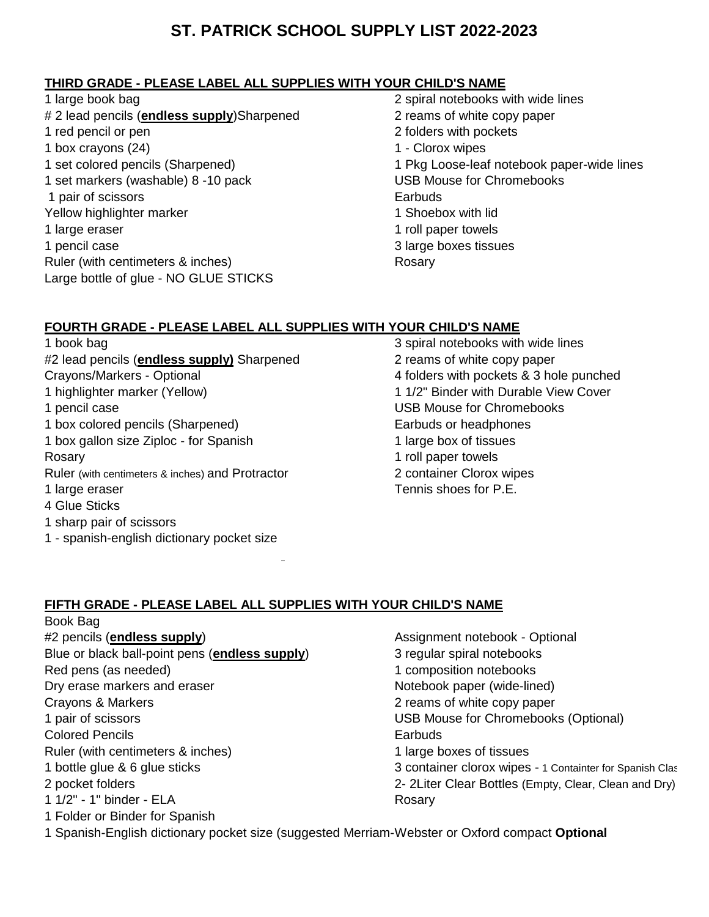# ST. PATRICK SCHOOL SUPPLY LIST 2022-2023

## THIRD GRADE - PLEASE LABEL ALL SUPPLIES WITH YOUR CHILD'S NAME

1 large book bag
# 2 lead pencils (**endless supply**)Sharpened
1 red pencil or pen
1 box crayons (24)
1 set colored pencils (Sharpened)
1 set markers (washable) 8 -10 pack
1 pair of scissors
Yellow highlighter marker
1 large eraser
1 pencil case
Ruler (with centimeters & inches)
Large bottle of glue - NO GLUE STICKS

2 spiral notebooks with wide lines
2 reams of white copy paper
2 folders with pockets
1 - Clorox wipes
1 Pkg Loose-leaf notebook paper-wide lines
USB Mouse for Chromebooks
Earbuds
1 Shoebox with lid
1 roll paper towels
3 large boxes tissues
Rosary

## FOURTH GRADE - PLEASE LABEL ALL SUPPLIES WITH YOUR CHILD'S NAME

1 book bag
#2 lead pencils (**endless supply)** Sharpened
Crayons/Markers - Optional
1 highlighter marker (Yellow)
1 pencil case
1 box colored pencils (Sharpened)
1 box gallon size Ziploc - for Spanish
Rosary
Ruler (with centimeters & inches) and Protractor
1 large eraser
4 Glue Sticks
1 sharp pair of scissors
1 - spanish-english dictionary pocket size

3 spiral notebooks with wide lines
2 reams of white copy paper
4 folders with pockets & 3 hole punched
1 1/2" Binder with Durable View Cover
USB Mouse for Chromebooks
Earbuds or headphones
1 large box of tissues
1 roll paper towels
2 container Clorox wipes
Tennis shoes for P.E.

## FIFTH GRADE - PLEASE LABEL ALL SUPPLIES WITH YOUR CHILD'S NAME

Book Bag
#2 pencils (**endless supply**)
Blue or black ball-point pens (**endless supply**)
Red pens (as needed)
Dry erase markers and eraser
Crayons & Markers
1 pair of scissors
Colored Pencils
Ruler (with centimeters & inches)
1 bottle glue & 6 glue sticks
2 pocket folders
1 1/2" - 1" binder - ELA
1 Folder or Binder for Spanish
1 Spanish-English dictionary pocket size (suggested Merriam-Webster or Oxford compact **Optional**

Assignment notebook - Optional
3 regular spiral notebooks
1 composition notebooks
Notebook paper (wide-lined)
2 reams of white copy paper
USB Mouse for Chromebooks (Optional)
Earbuds
1 large boxes of tissues
3 container clorox wipes - 1 Containter for Spanish Clas
2- 2Liter Clear Bottles (Empty, Clear, Clean and Dry)
Rosary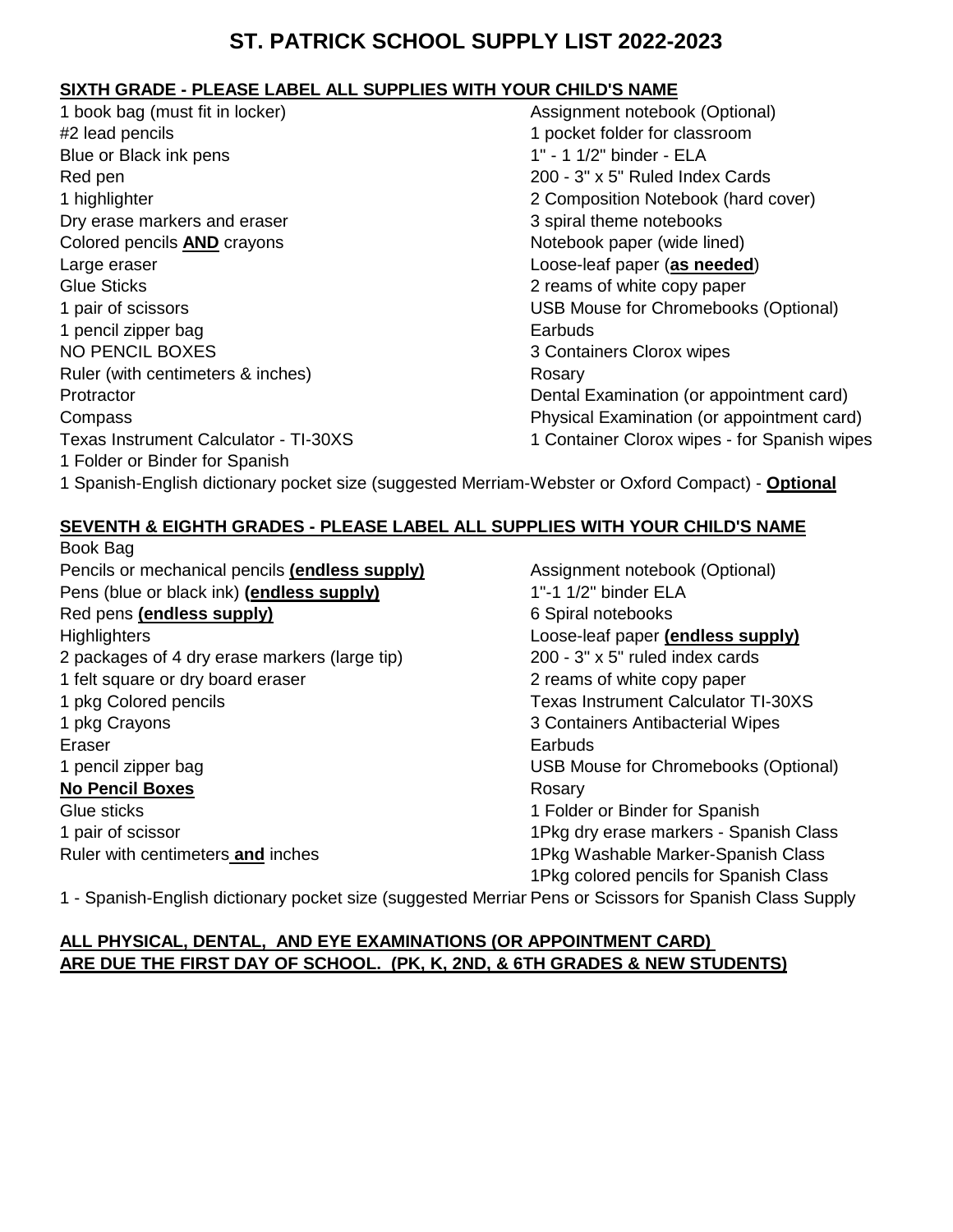# ST. PATRICK SCHOOL SUPPLY LIST 2022-2023

## SIXTH GRADE - PLEASE LABEL ALL SUPPLIES WITH YOUR CHILD'S NAME

1 book bag (must fit in locker)
#2 lead pencils
Blue or Black ink pens
Red pen
1 highlighter
Dry erase markers and eraser
Colored pencils **AND** crayons
Large eraser
Glue Sticks
1 pair of scissors
1 pencil zipper bag
NO PENCIL BOXES
Ruler (with centimeters & inches)
Protractor
Compass
Texas Instrument Calculator - TI-30XS
1 Folder or Binder for Spanish
Assignment notebook (Optional)
1 pocket folder for classroom
1" - 1 1/2" binder - ELA
200 - 3" x 5" Ruled Index Cards
2 Composition Notebook (hard cover)
3 spiral theme notebooks
Notebook paper (wide lined)
Loose-leaf paper (**as needed**)
2 reams of white copy paper
USB Mouse for Chromebooks (Optional)
Earbuds
3 Containers Clorox wipes
Rosary
Dental Examination (or appointment card)
Physical Examination (or appointment card)
1 Container Clorox wipes - for Spanish wipes
1 Spanish-English dictionary pocket size (suggested Merriam-Webster or Oxford Compact) - **Optional**

## SEVENTH & EIGHTH GRADES - PLEASE LABEL ALL SUPPLIES WITH YOUR CHILD'S NAME

Book Bag
Pencils or mechanical pencils **(endless supply)**
Pens (blue or black ink) **(endless supply)**
Red pens **(endless supply)**
Highlighters
2 packages of 4 dry erase markers (large tip)
1 felt square or dry board eraser
1 pkg Colored pencils
1 pkg Crayons
Eraser
1 pencil zipper bag
**No Pencil Boxes**
Glue sticks
1 pair of scissor
Ruler with centimeters **and** inches
1 - Spanish-English dictionary pocket size (suggested Merriar
Assignment notebook (Optional)
1"-1 1/2" binder ELA
6 Spiral notebooks
Loose-leaf paper **(endless supply)**
200 - 3" x 5" ruled index cards
2 reams of white copy paper
Texas Instrument Calculator TI-30XS
3 Containers Antibacterial Wipes
Earbuds
USB Mouse for Chromebooks (Optional)
Rosary
1 Folder or Binder for Spanish
1Pkg dry erase markers - Spanish Class
1Pkg Washable Marker-Spanish Class
1Pkg colored pencils for Spanish Class
Pens or Scissors for Spanish Class Supply

**ALL PHYSICAL, DENTAL, AND EYE EXAMINATIONS (OR APPOINTMENT CARD) ARE DUE THE FIRST DAY OF SCHOOL. (PK, K, 2ND, & 6TH GRADES & NEW STUDENTS)**